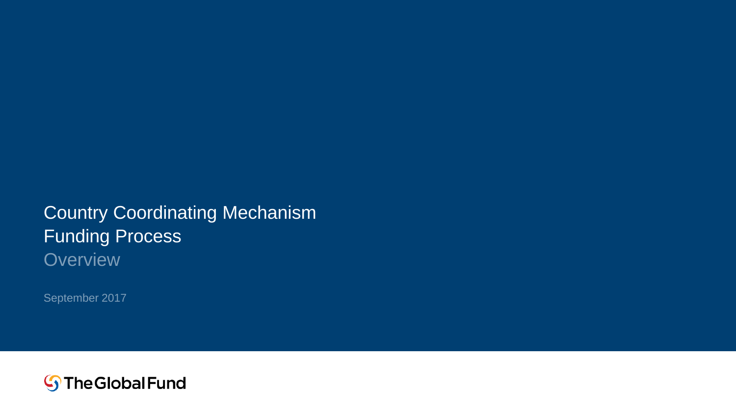# Country Coordinating Mechanism Funding Process

## Overview

September 2017

The Global Fund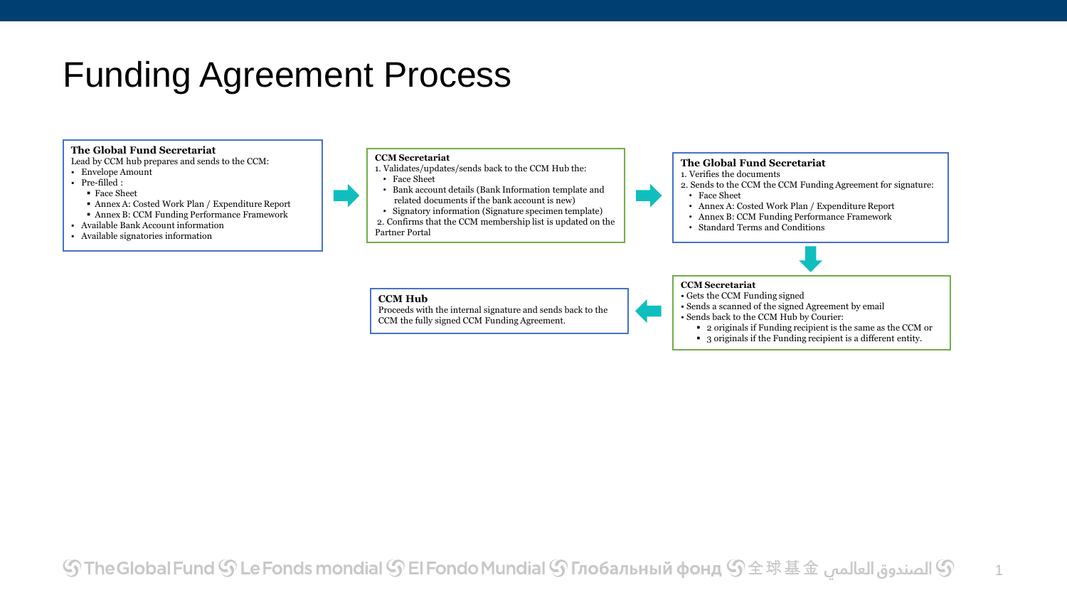# Funding Agreement Process

**The Global Fund Secretariat**

Lead by CCM hub prepares and sends to the CCM:

- Envelope Amount
- Pre-filled :
  - Face Sheet
  - Annex A: Costed Work Plan / Expenditure Report
  - Annex B: CCM Funding Performance Framework
- Available Bank Account information
- Available signatories information

**CCM Secretariat**

1. Validates/updates/sends back to the CCM Hub the:
   - Face Sheet
   - Bank account details (Bank Information template and related documents if the bank account is new)
   - Signatory information (Signature specimen template)
2. Confirms that the CCM membership list is updated on the Partner Portal

**The Global Fund Secretariat**

1. Verifies the documents
2. Sends to the CCM the CCM Funding Agreement for signature:
   - Face Sheet
   - Annex A: Costed Work Plan / Expenditure Report
   - Annex B: CCM Funding Performance Framework
   - Standard Terms and Conditions

**CCM Secretariat**

- Gets the CCM Funding signed
- Sends a scanned of the signed Agreement by email
- Sends back to the CCM Hub by Courier:
  - 2 originals if Funding recipient is the same as the CCM or
  - 3 originals if the Funding recipient is a different entity.

**CCM Hub**

Proceeds with the internal signature and sends back to the CCM the fully signed CCM Funding Agreement.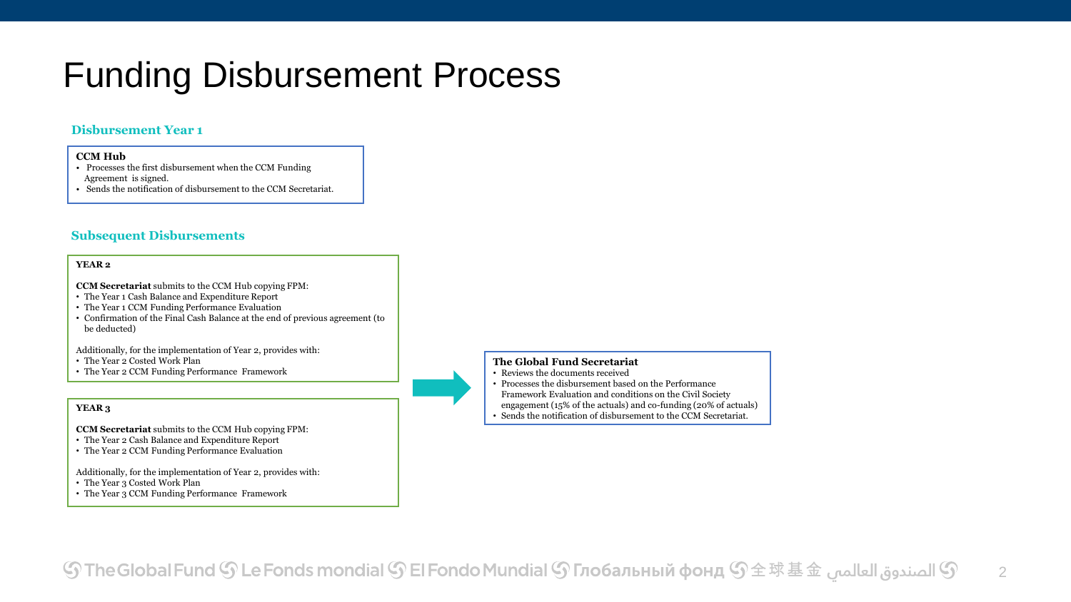# Funding Disbursement Process

## Disbursement Year 1

**CCM Hub**

- Processes the first disbursement when the CCM Funding Agreement is signed.
- Sends the notification of disbursement to the CCM Secretariat.

## Subsequent Disbursements

**YEAR 2**

**CCM Secretariat** submits to the CCM Hub copying FPM:

- The Year 1 Cash Balance and Expenditure Report
- The Year 1 CCM Funding Performance Evaluation
- Confirmation of the Final Cash Balance at the end of previous agreement (to be deducted)

Additionally, for the implementation of Year 2, provides with:

- The Year 2 Costed Work Plan
- The Year 2 CCM Funding Performance Framework

**YEAR 3**

**CCM Secretariat** submits to the CCM Hub copying FPM:

- The Year 2 Cash Balance and Expenditure Report
- The Year 2 CCM Funding Performance Evaluation

Additionally, for the implementation of Year 2, provides with:

- The Year 3 Costed Work Plan
- The Year 3 CCM Funding Performance Framework

**The Global Fund Secretariat**

- Reviews the documents received
- Processes the disbursement based on the Performance Framework Evaluation and conditions on the Civil Society engagement (15% of the actuals) and co-funding (20% of actuals)
- Sends the notification of disbursement to the CCM Secretariat.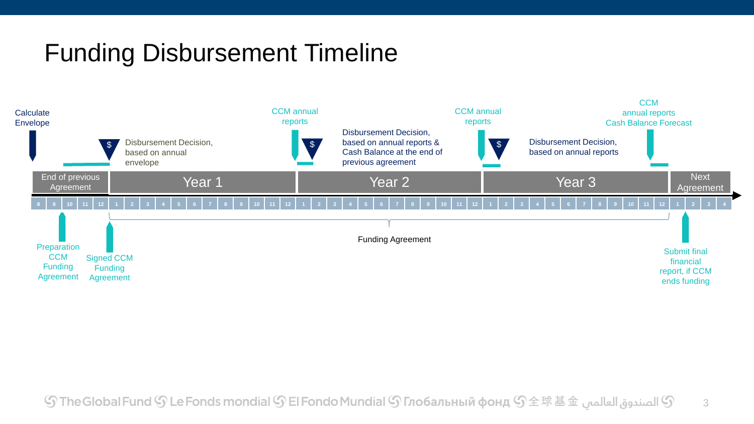# Funding Disbursement Timeline

Calculate Envelope

$ Disbursement Decision, based on annual envelope

CCM annual reports

$ Disbursement Decision, based on annual reports & Cash Balance at the end of previous agreement

CCM annual reports

$ Disbursement Decision, based on annual reports

CCM annual reports Cash Balance Forecast

End of previous Agreement

Year 1

Year 2

Year 3

Next Agreement

8 9 10 11 12 1 2 3 4 5 6 7 8 9 10 11 12 1 2 3 4 5 6 7 8 9 10 11 12 1 2 3 4 5 6 7 8 9 10 11 12 1 2 3 4

Funding Agreement

Preparation CCM Funding Agreement

Signed CCM Funding Agreement

Submit final financial report, if CCM ends funding